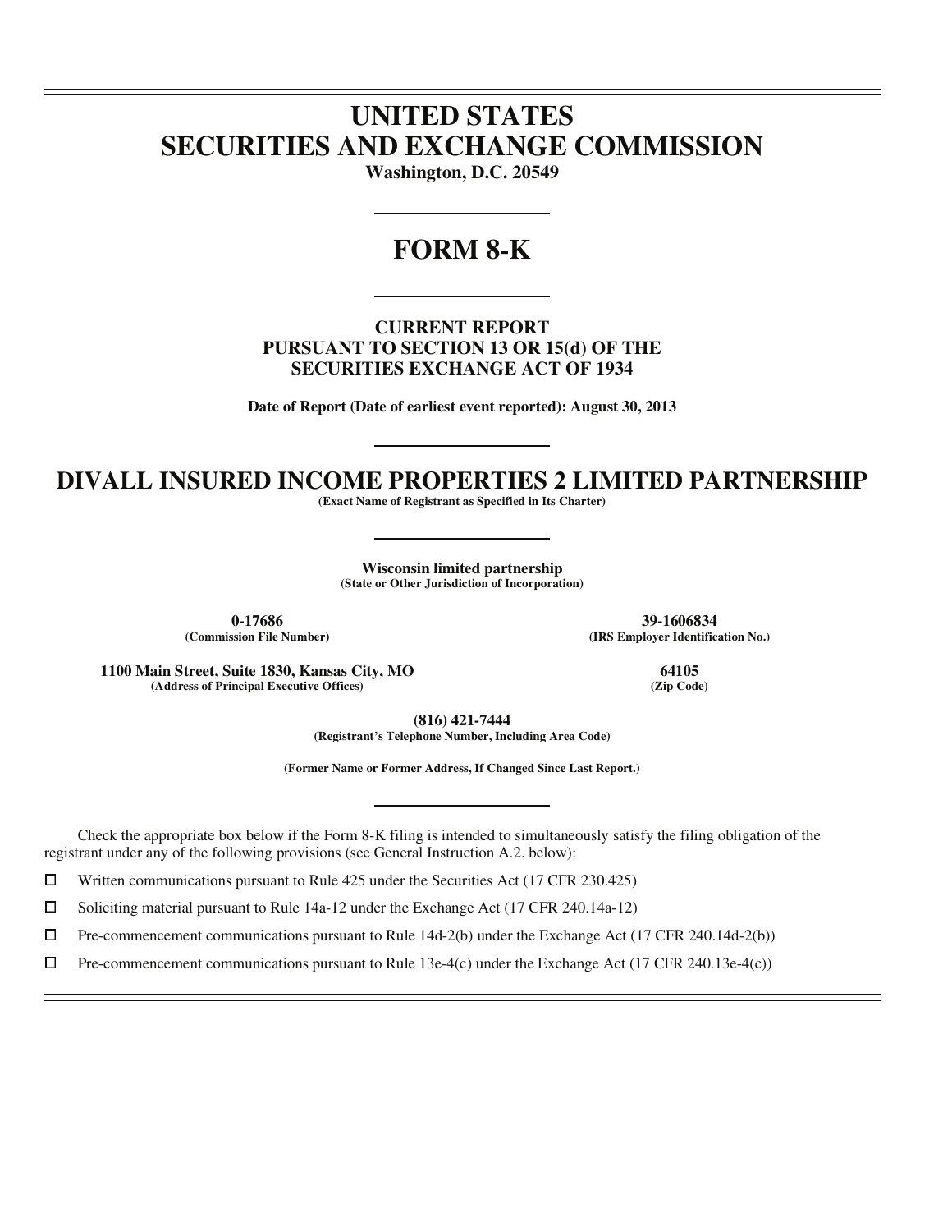# UNITED STATES
# SECURITIES AND EXCHANGE COMMISSION

**Washington, D.C. 20549**

# FORM 8-K

**CURRENT REPORT**
**PURSUANT TO SECTION 13 OR 15(d) OF THE**
**SECURITIES EXCHANGE ACT OF 1934**

**Date of Report (Date of earliest event reported): August 30, 2013**

## DIVALL INSURED INCOME PROPERTIES 2 LIMITED PARTNERSHIP

**(Exact Name of Registrant as Specified in Its Charter)**

**Wisconsin limited partnership**
**(State or Other Jurisdiction of Incorporation)**

| **0-17686** | **39-1606834** |
|---|---|
| **(Commission File Number)** | **(IRS Employer Identification No.)** |

| **1100 Main Street, Suite 1830, Kansas City, MO** | **64105** |
|---|---|
| **(Address of Principal Executive Offices)** | **(Zip Code)** |

**(816) 421-7444**
**(Registrant's Telephone Number, Including Area Code)**

**(Former Name or Former Address, If Changed Since Last Report.)**

Check the appropriate box below if the Form 8-K filing is intended to simultaneously satisfy the filing obligation of the registrant under any of the following provisions (see General Instruction A.2. below):

☐ Written communications pursuant to Rule 425 under the Securities Act (17 CFR 230.425)

☐ Soliciting material pursuant to Rule 14a-12 under the Exchange Act (17 CFR 240.14a-12)

☐ Pre-commencement communications pursuant to Rule 14d-2(b) under the Exchange Act (17 CFR 240.14d-2(b))

☐ Pre-commencement communications pursuant to Rule 13e-4(c) under the Exchange Act (17 CFR 240.13e-4(c))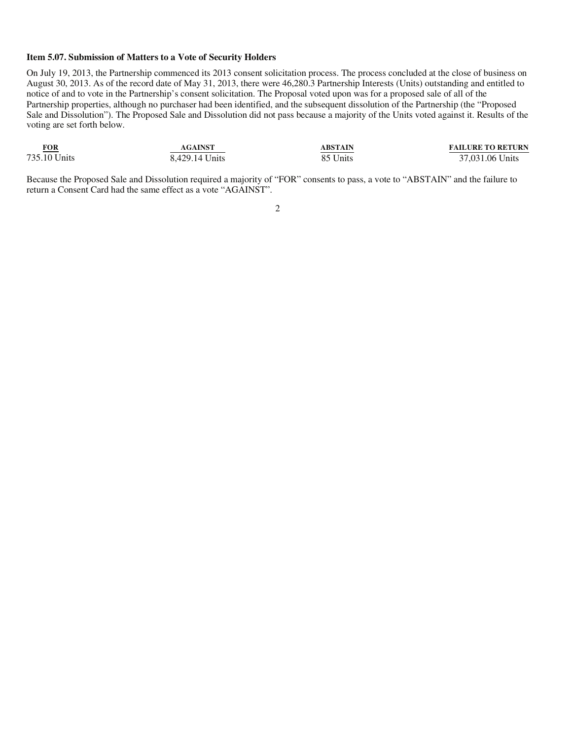**Item 5.07. Submission of Matters to a Vote of Security Holders**

On July 19, 2013, the Partnership commenced its 2013 consent solicitation process. The process concluded at the close of business on August 30, 2013. As of the record date of May 31, 2013, there were 46,280.3 Partnership Interests (Units) outstanding and entitled to notice of and to vote in the Partnership's consent solicitation. The Proposal voted upon was for a proposed sale of all of the Partnership properties, although no purchaser had been identified, and the subsequent dissolution of the Partnership (the "Proposed Sale and Dissolution"). The Proposed Sale and Dissolution did not pass because a majority of the Units voted against it. Results of the voting are set forth below.

| FOR | AGAINST | ABSTAIN | FAILURE TO RETURN |
| --- | --- | --- | --- |
| 735.10 Units | 8,429.14 Units | 85 Units | 37,031.06 Units |

Because the Proposed Sale and Dissolution required a majority of "FOR" consents to pass, a vote to "ABSTAIN" and the failure to return a Consent Card had the same effect as a vote "AGAINST".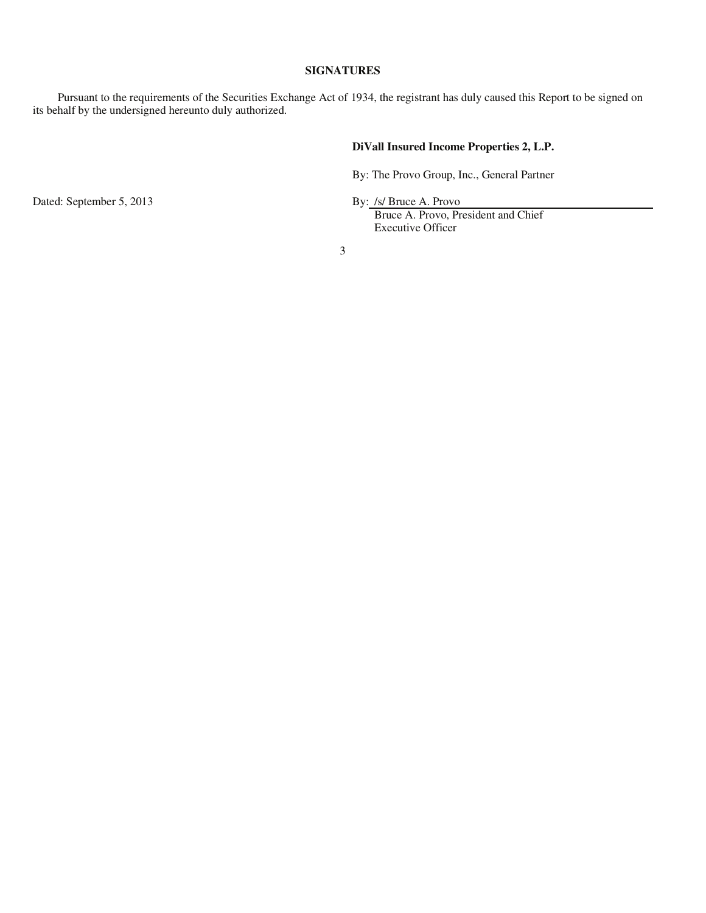## SIGNATURES

Pursuant to the requirements of the Securities Exchange Act of 1934, the registrant has duly caused this Report to be signed on its behalf by the undersigned hereunto duly authorized.

**DiVall Insured Income Properties 2, L.P.**

By: The Provo Group, Inc., General Partner

Dated: September 5, 2013

By: /s/ Bruce A. Provo
Bruce A. Provo, President and Chief Executive Officer